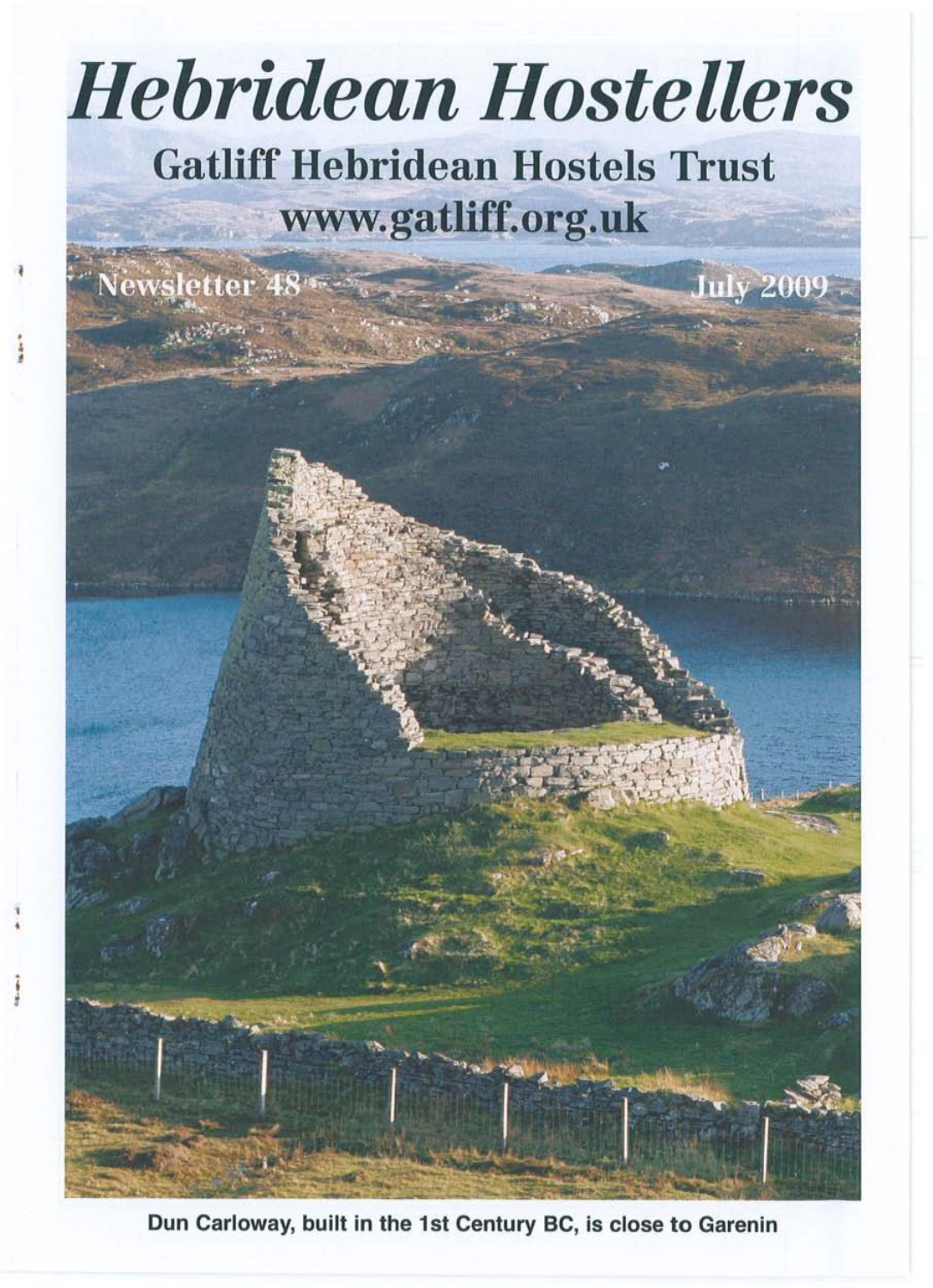# Hebridean Hostellers

## Gatliff Hebridean Hostels Trust

www.gatliff.org.uk

Newsletter 48

July 2009

Dun Carloway, built in the 1st Century BC, is close to Garenin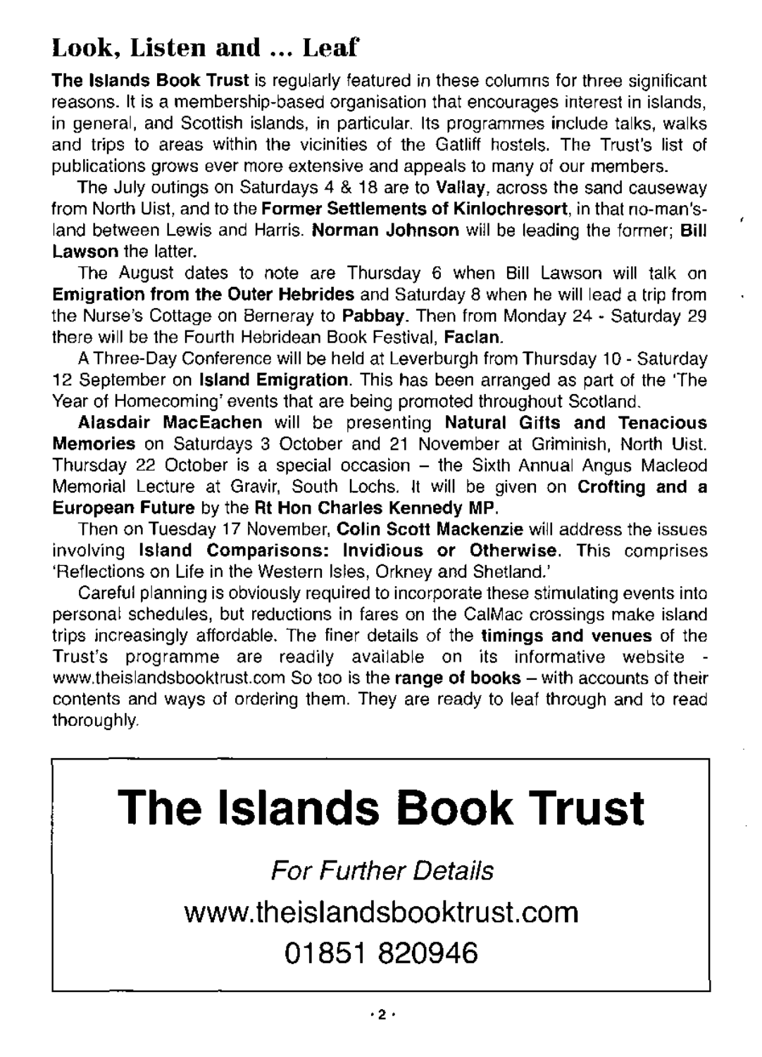## Look, Listen and … Leaf

**The Islands Book Trust** is regularly featured in these columns for three significant reasons. It is a membership-based organisation that encourages interest in islands, in general, and Scottish islands, in particular. Its programmes include talks, walks and trips to areas within the vicinities of the Gatliff hostels. The Trust's list of publications grows ever more extensive and appeals to many of our members.

The July outings on Saturdays 4 & 18 are to **Vallay**, across the sand causeway from North Uist, and to the **Former Settlements of Kinlochresort**, in that no-man's-land between Lewis and Harris. **Norman Johnson** will be leading the former; **Bill Lawson** the latter.

The August dates to note are Thursday 6 when Bill Lawson will talk on **Emigration from the Outer Hebrides** and Saturday 8 when he will lead a trip from the Nurse's Cottage on Berneray to **Pabbay**. Then from Monday 24 - Saturday 29 there will be the Fourth Hebridean Book Festival, **Faclan**.

A Three-Day Conference will be held at Leverburgh from Thursday 10 - Saturday 12 September on **Island Emigration**. This has been arranged as part of the 'The Year of Homecoming' events that are being promoted throughout Scotland.

**Alasdair MacEachen** will be presenting **Natural Gifts and Tenacious Memories** on Saturdays 3 October and 21 November at Griminish, North Uist. Thursday 22 October is a special occasion – the Sixth Annual Angus Macleod Memorial Lecture at Gravir, South Lochs. It will be given on **Crofting and a European Future** by the **Rt Hon Charles Kennedy MP**.

Then on Tuesday 17 November, **Colin Scott Mackenzie** will address the issues involving **Island Comparisons: Invidious or Otherwise**. This comprises 'Reflections on Life in the Western Isles, Orkney and Shetland.'

Careful planning is obviously required to incorporate these stimulating events into personal schedules, but reductions in fares on the CalMac crossings make island trips increasingly affordable. The finer details of the **timings and venues** of the Trust's programme are readily available on its informative website - www.theislandsbooktrust.com So too is the **range of books** – with accounts of their contents and ways of ordering them. They are ready to leaf through and to read thoroughly.

# The Islands Book Trust

*For Further Details*

www.theislandsbooktrust.com

01851 820946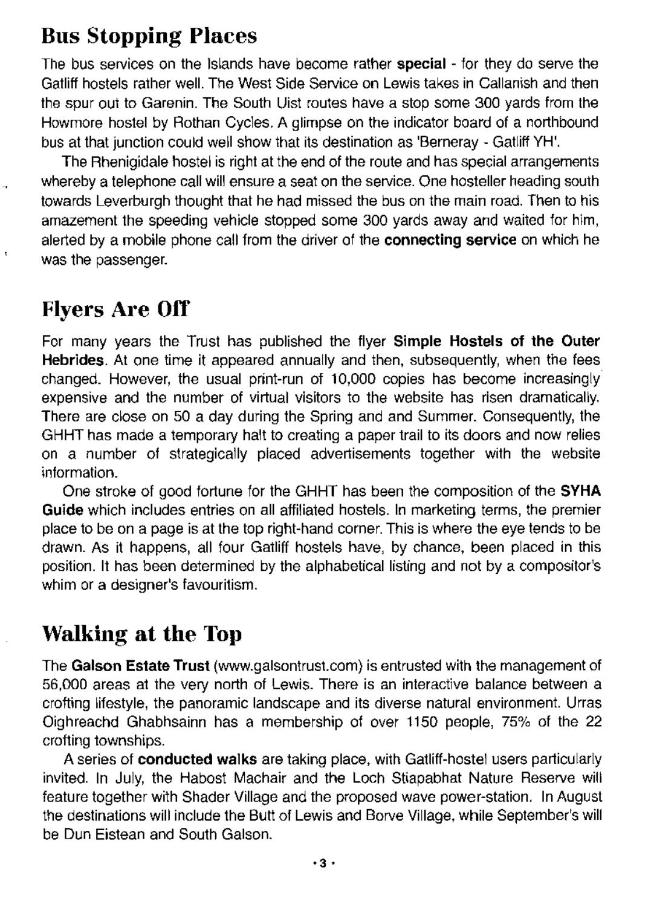## Bus Stopping Places

The bus services on the Islands have become rather **special** - for they do serve the Gatliff hostels rather well. The West Side Service on Lewis takes in Callanish and then the spur out to Garenin. The South Uist routes have a stop some 300 yards from the Howmore hostel by Rothan Cycles. A glimpse on the indicator board of a northbound bus at that junction could well show that its destination as 'Berneray - Gatliff YH'.

The Rhenigidale hostel is right at the end of the route and has special arrangements whereby a telephone call will ensure a seat on the service. One hosteller heading south towards Leverburgh thought that he had missed the bus on the main road. Then to his amazement the speeding vehicle stopped some 300 yards away and waited for him, alerted by a mobile phone call from the driver of the **connecting service** on which he was the passenger.

## Flyers Are Off

For many years the Trust has published the flyer **Simple Hostels of the Outer Hebrides**. At one time it appeared annually and then, subsequently, when the fees changed. However, the usual print-run of 10,000 copies has become increasingly expensive and the number of virtual visitors to the website has risen dramatically. There are close on 50 a day during the Spring and and Summer. Consequently, the GHHT has made a temporary halt to creating a paper trail to its doors and now relies on a number of strategically placed advertisements together with the website information.

One stroke of good fortune for the GHHT has been the composition of the **SYHA Guide** which includes entries on all affiliated hostels. In marketing terms, the premier place to be on a page is at the top right-hand corner. This is where the eye tends to be drawn. As it happens, all four Gatliff hostels have, by chance, been placed in this position. It has been determined by the alphabetical listing and not by a compositor's whim or a designer's favouritism.

## Walking at the Top

The **Galson Estate Trust** (www.galsontrust.com) is entrusted with the management of 56,000 areas at the very north of Lewis. There is an interactive balance between a crofting lifestyle, the panoramic landscape and its diverse natural environment. Urras Oighreachd Ghabhsainn has a membership of over 1150 people, 75% of the 22 crofting townships.

A series of **conducted walks** are taking place, with Gatliff-hostel users particularly invited. In July, the Habost Machair and the Loch Stiapabhat Nature Reserve will feature together with Shader Village and the proposed wave power-station. In August the destinations will include the Butt of Lewis and Borve Village, while September's will be Dun Eistean and South Galson.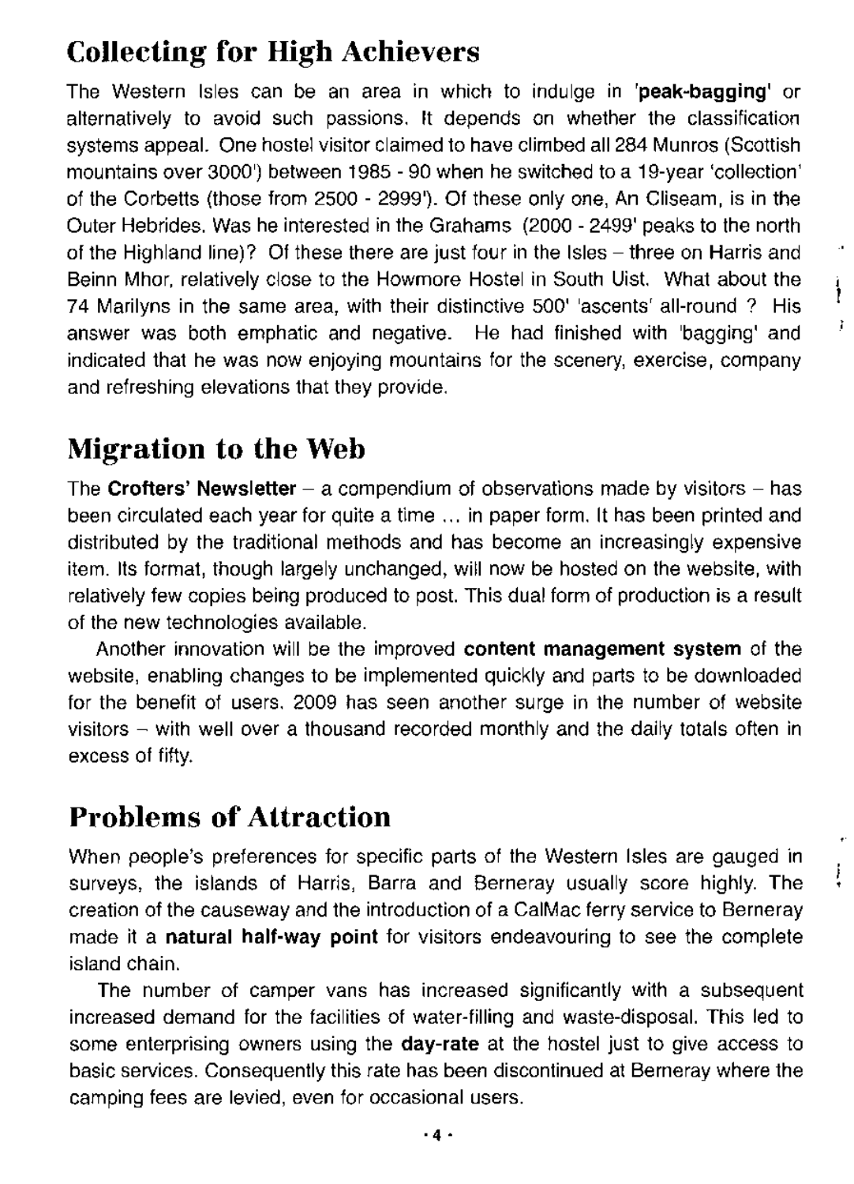## Collecting for High Achievers

The Western Isles can be an area in which to indulge in '**peak-bagging**' or alternatively to avoid such passions. It depends on whether the classification systems appeal. One hostel visitor claimed to have climbed all 284 Munros (Scottish mountains over 3000') between 1985 - 90 when he switched to a 19-year 'collection' of the Corbetts (those from 2500 - 2999'). Of these only one, An Cliseam, is in the Outer Hebrides. Was he interested in the Grahams (2000 - 2499' peaks to the north of the Highland line)? Of these there are just four in the Isles – three on Harris and Beinn Mhor, relatively close to the Howmore Hostel in South Uist. What about the 74 Marilyns in the same area, with their distinctive 500' 'ascents' all-round ? His answer was both emphatic and negative. He had finished with 'bagging' and indicated that he was now enjoying mountains for the scenery, exercise, company and refreshing elevations that they provide.

## Migration to the Web

The **Crofters' Newsletter** – a compendium of observations made by visitors – has been circulated each year for quite a time ... in paper form. It has been printed and distributed by the traditional methods and has become an increasingly expensive item. Its format, though largely unchanged, will now be hosted on the website, with relatively few copies being produced to post. This dual form of production is a result of the new technologies available.

Another innovation will be the improved **content management system** of the website, enabling changes to be implemented quickly and parts to be downloaded for the benefit of users. 2009 has seen another surge in the number of website visitors – with well over a thousand recorded monthly and the daily totals often in excess of fifty.

## Problems of Attraction

When people's preferences for specific parts of the Western Isles are gauged in surveys, the islands of Harris, Barra and Berneray usually score highly. The creation of the causeway and the introduction of a CalMac ferry service to Berneray made it a **natural half-way point** for visitors endeavouring to see the complete island chain.

The number of camper vans has increased significantly with a subsequent increased demand for the facilities of water-filling and waste-disposal. This led to some enterprising owners using the **day-rate** at the hostel just to give access to basic services. Consequently this rate has been discontinued at Berneray where the camping fees are levied, even for occasional users.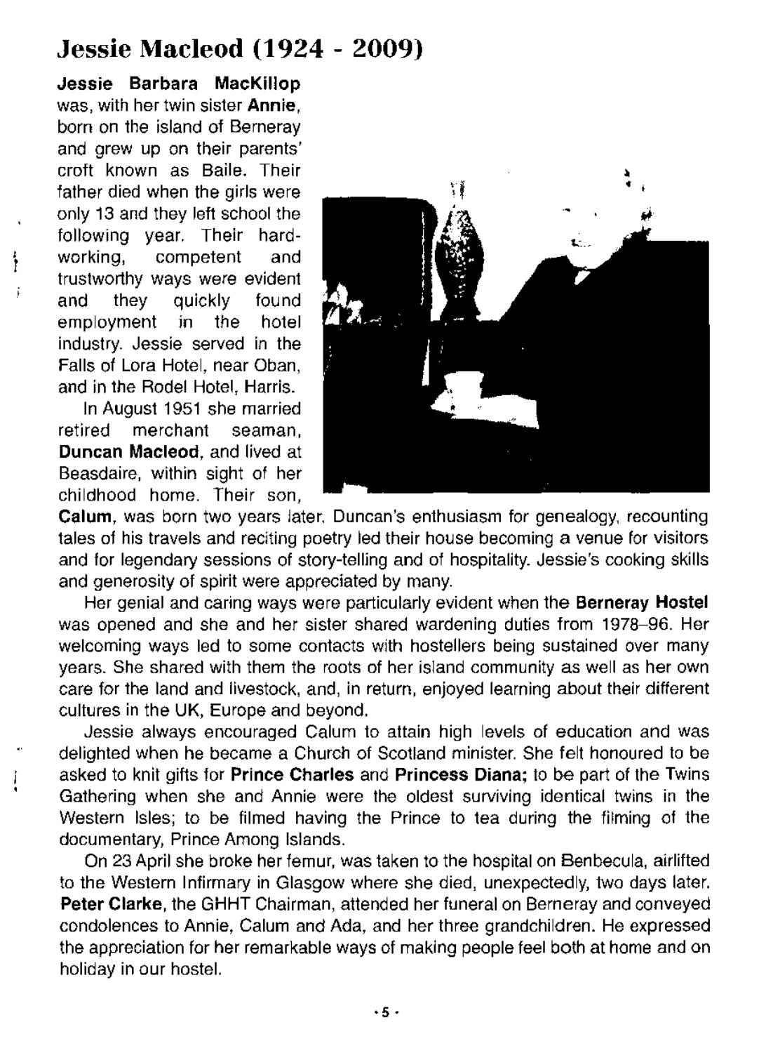## Jessie Macleod (1924 - 2009)

**Jessie Barbara MacKillop** was, with her twin sister **Annie**, born on the island of Berneray and grew up on their parents' croft known as Baile. Their father died when the girls were only 13 and they left school the following year. Their hard-working, competent and trustworthy ways were evident and they quickly found employment in the hotel industry. Jessie served in the Falls of Lora Hotel, near Oban, and in the Rodel Hotel, Harris.

In August 1951 she married retired merchant seaman, **Duncan Macleod**, and lived at Beasdaire, within sight of her childhood home. Their son, **Calum**, was born two years later. Duncan's enthusiasm for genealogy, recounting tales of his travels and reciting poetry led their house becoming a venue for visitors and for legendary sessions of story-telling and of hospitality. Jessie's cooking skills and generosity of spirit were appreciated by many.

Her genial and caring ways were particularly evident when the **Berneray Hostel** was opened and she and her sister shared wardening duties from 1978–96. Her welcoming ways led to some contacts with hostellers being sustained over many years. She shared with them the roots of her island community as well as her own care for the land and livestock, and, in return, enjoyed learning about their different cultures in the UK, Europe and beyond.

Jessie always encouraged Calum to attain high levels of education and was delighted when he became a Church of Scotland minister. She felt honoured to be asked to knit gifts for **Prince Charles** and **Princess Diana;** to be part of the Twins Gathering when she and Annie were the oldest surviving identical twins in the Western Isles; to be filmed having the Prince to tea during the filming of the documentary, Prince Among Islands.

On 23 April she broke her femur, was taken to the hospital on Benbecula, airlifted to the Western Infirmary in Glasgow where she died, unexpectedly, two days later. **Peter Clarke**, the GHHT Chairman, attended her funeral on Berneray and conveyed condolences to Annie, Calum and Ada, and her three grandchildren. He expressed the appreciation for her remarkable ways of making people feel both at home and on holiday in our hostel.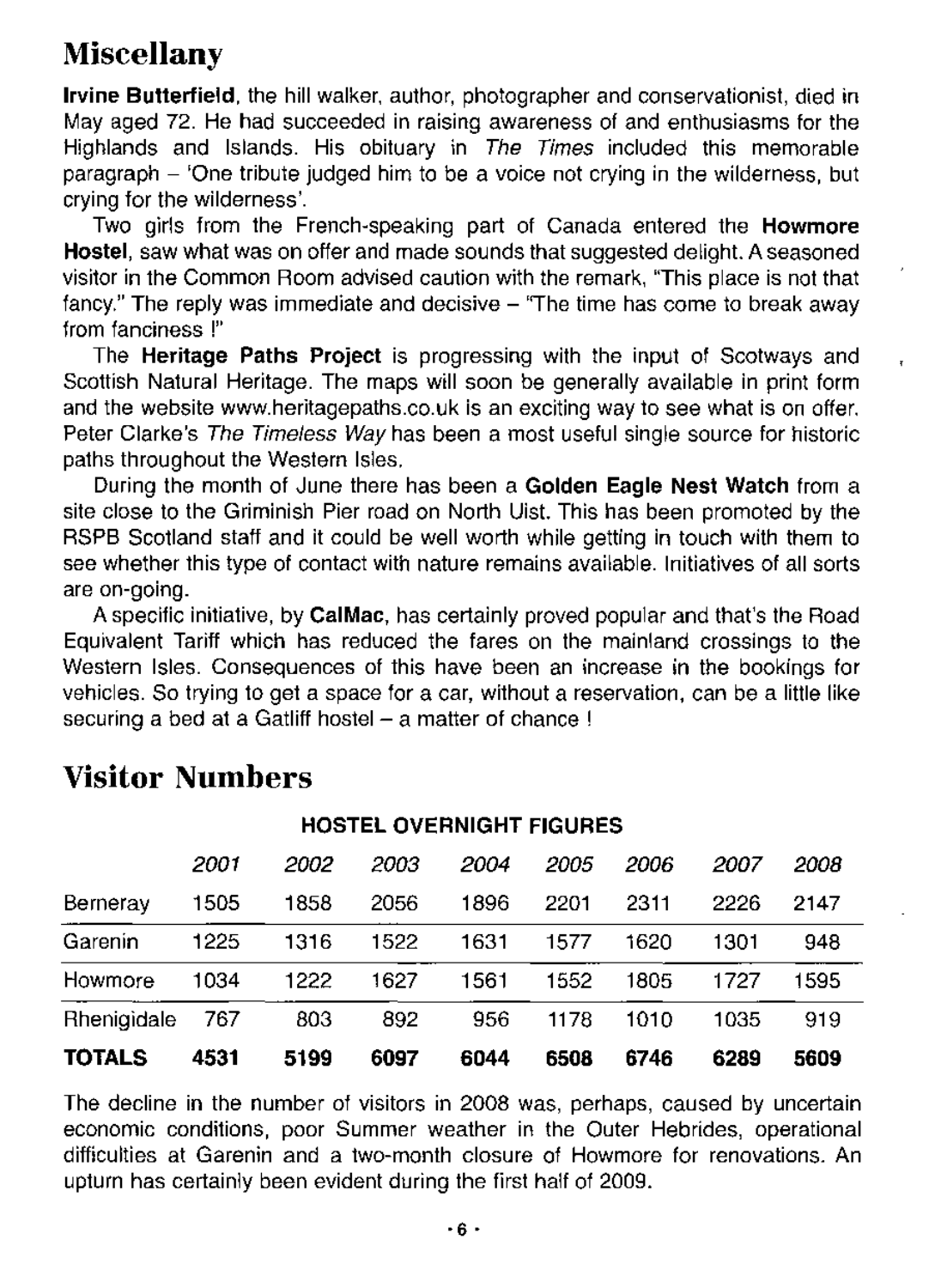# Miscellany

**Irvine Butterfield**, the hill walker, author, photographer and conservationist, died in May aged 72. He had succeeded in raising awareness of and enthusiasms for the Highlands and Islands. His obituary in *The Times* included this memorable paragraph – 'One tribute judged him to be a voice not crying in the wilderness, but crying for the wilderness'.

Two girls from the French-speaking part of Canada entered the **Howmore Hostel**, saw what was on offer and made sounds that suggested delight. A seasoned visitor in the Common Room advised caution with the remark, "This place is not that fancy." The reply was immediate and decisive – "The time has come to break away from fanciness !"

The **Heritage Paths Project** is progressing with the input of Scotways and Scottish Natural Heritage. The maps will soon be generally available in print form and the website www.heritagepaths.co.uk is an exciting way to see what is on offer. Peter Clarke's *The Timeless Way* has been a most useful single source for historic paths throughout the Western Isles.

During the month of June there has been a **Golden Eagle Nest Watch** from a site close to the Griminish Pier road on North Uist. This has been promoted by the RSPB Scotland staff and it could be well worth while getting in touch with them to see whether this type of contact with nature remains available. Initiatives of all sorts are on-going.

A specific initiative, by **CalMac**, has certainly proved popular and that's the Road Equivalent Tariff which has reduced the fares on the mainland crossings to the Western Isles. Consequences of this have been an increase in the bookings for vehicles. So trying to get a space for a car, without a reservation, can be a little like securing a bed at a Gatliff hostel – a matter of chance !

# Visitor Numbers

**HOSTEL OVERNIGHT FIGURES**

| | *2001* | *2002* | *2003* | *2004* | *2005* | *2006* | *2007* | *2008* |
|---|---|---|---|---|---|---|---|---|
| Berneray | 1505 | 1858 | 2056 | 1896 | 2201 | 2311 | 2226 | 2147 |
| Garenin | 1225 | 1316 | 1522 | 1631 | 1577 | 1620 | 1301 | 948 |
| Howmore | 1034 | 1222 | 1627 | 1561 | 1552 | 1805 | 1727 | 1595 |
| Rhenigidale | 767 | 803 | 892 | 956 | 1178 | 1010 | 1035 | 919 |
| **TOTALS** | **4531** | **5199** | **6097** | **6044** | **6508** | **6746** | **6289** | **5609** |

The decline in the number of visitors in 2008 was, perhaps, caused by uncertain economic conditions, poor Summer weather in the Outer Hebrides, operational difficulties at Garenin and a two-month closure of Howmore for renovations. An upturn has certainly been evident during the first half of 2009.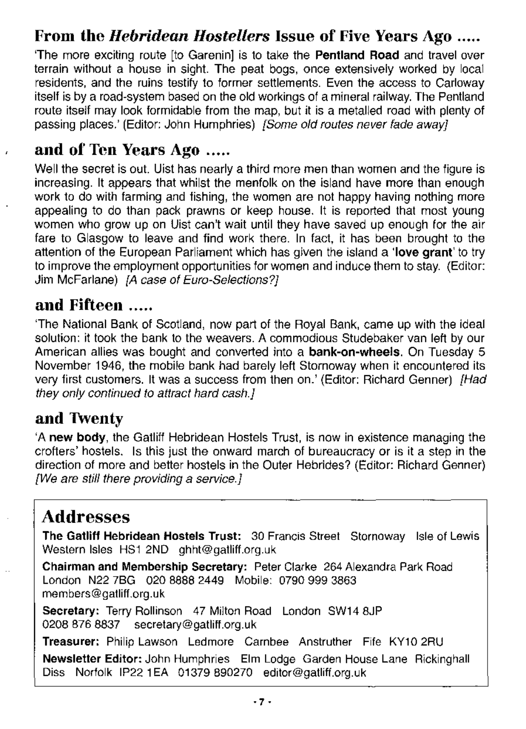## From the *Hebridean Hostellers* Issue of Five Years Ago .....

'The more exciting route [to Garenin] is to take the **Pentland Road** and travel over terrain without a house in sight. The peat bogs, once extensively worked by local residents, and the ruins testify to former settlements. Even the access to Carloway itself is by a road-system based on the old workings of a mineral railway. The Pentland route itself may look formidable from the map, but it is a metalled road with plenty of passing places.' (Editor: John Humphries) *[Some old routes never fade away]*

## and of Ten Years Ago .....

Well the secret is out. Uist has nearly a third more men than women and the figure is increasing. It appears that whilst the menfolk on the island have more than enough work to do with farming and fishing, the women are not happy having nothing more appealing to do than pack prawns or keep house. It is reported that most young women who grow up on Uist can't wait until they have saved up enough for the air fare to Glasgow to leave and find work there. In fact, it has been brought to the attention of the European Parliament which has given the island a '**love grant**' to try to improve the employment opportunities for women and induce them to stay. (Editor: Jim McFarlane) *[A case of Euro-Selections?]*

## and Fifteen .....

'The National Bank of Scotland, now part of the Royal Bank, came up with the ideal solution: it took the bank to the weavers. A commodious Studebaker van left by our American allies was bought and converted into a **bank-on-wheels**. On Tuesday 5 November 1946, the mobile bank had barely left Stornoway when it encountered its very first customers. It was a success from then on.' (Editor: Richard Genner) *[Had they only continued to attract hard cash.]*

## and Twenty

'A **new body**, the Gatliff Hebridean Hostels Trust, is now in existence managing the crofters' hostels. Is this just the onward march of bureaucracy or is it a step in the direction of more and better hostels in the Outer Hebrides? (Editor: Richard Genner) *[We are still there providing a service.]*

## Addresses

**The Gatliff Hebridean Hostels Trust:** 30 Francis Street Stornoway Isle of Lewis Western Isles HS1 2ND ghht@gatliff.org.uk

**Chairman and Membership Secretary:** Peter Clarke 264 Alexandra Park Road London N22 7BG 020 8888 2449 Mobile: 0790 999 3863 members@gatliff.org.uk

**Secretary:** Terry Rollinson 47 Milton Road London SW14 8JP 0208 876 8837 secretary@gatliff.org.uk

**Treasurer:** Philip Lawson Ledmore Carnbee Anstruther Fife KY10 2RU

**Newsletter Editor:** John Humphries Elm Lodge Garden House Lane Rickinghall Diss Norfolk IP22 1EA 01379 890270 editor@gatliff.org.uk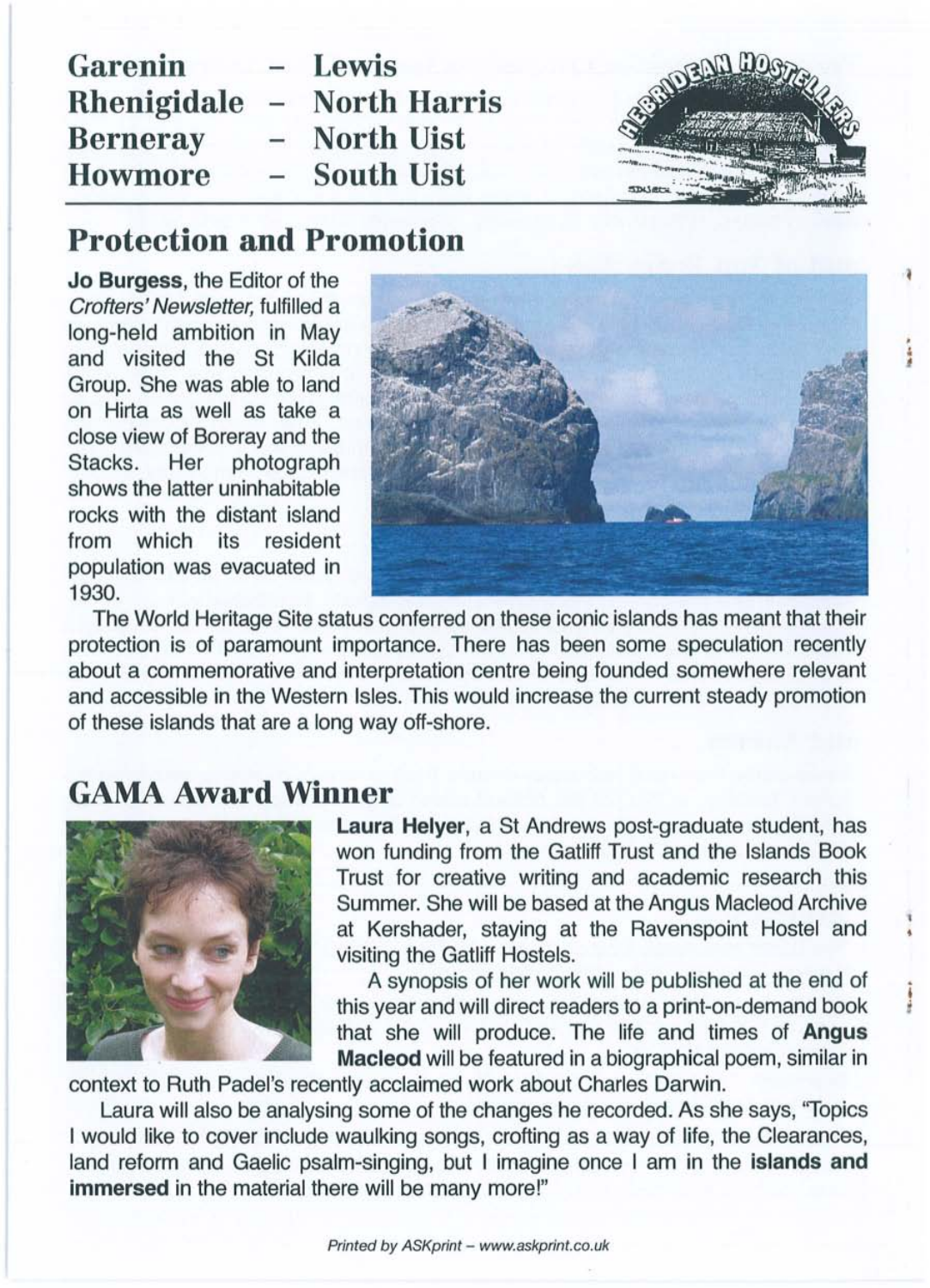**Garenin – Lewis**
**Rhenigidale – North Harris**
**Berneray – North Uist**
**Howmore – South Uist**

## Protection and Promotion

**Jo Burgess**, the Editor of the *Crofters' Newsletter*, fulfilled a long-held ambition in May and visited the St Kilda Group. She was able to land on Hirta as well as take a close view of Boreray and the Stacks. Her photograph shows the latter uninhabitable rocks with the distant island from which its resident population was evacuated in 1930.

The World Heritage Site status conferred on these iconic islands has meant that their protection is of paramount importance. There has been some speculation recently about a commemorative and interpretation centre being founded somewhere relevant and accessible in the Western Isles. This would increase the current steady promotion of these islands that are a long way off-shore.

## GAMA Award Winner

**Laura Helyer**, a St Andrews post-graduate student, has won funding from the Gatliff Trust and the Islands Book Trust for creative writing and academic research this Summer. She will be based at the Angus Macleod Archive at Kershader, staying at the Ravenspoint Hostel and visiting the Gatliff Hostels.

A synopsis of her work will be published at the end of this year and will direct readers to a print-on-demand book that she will produce. The life and times of **Angus Macleod** will be featured in a biographical poem, similar in context to Ruth Padel's recently acclaimed work about Charles Darwin.

Laura will also be analysing some of the changes he recorded. As she says, "Topics I would like to cover include waulking songs, crofting as a way of life, the Clearances, land reform and Gaelic psalm-singing, but I imagine once I am in the **islands and immersed** in the material there will be many more!"

*Printed by ASKprint – www.askprint.co.uk*